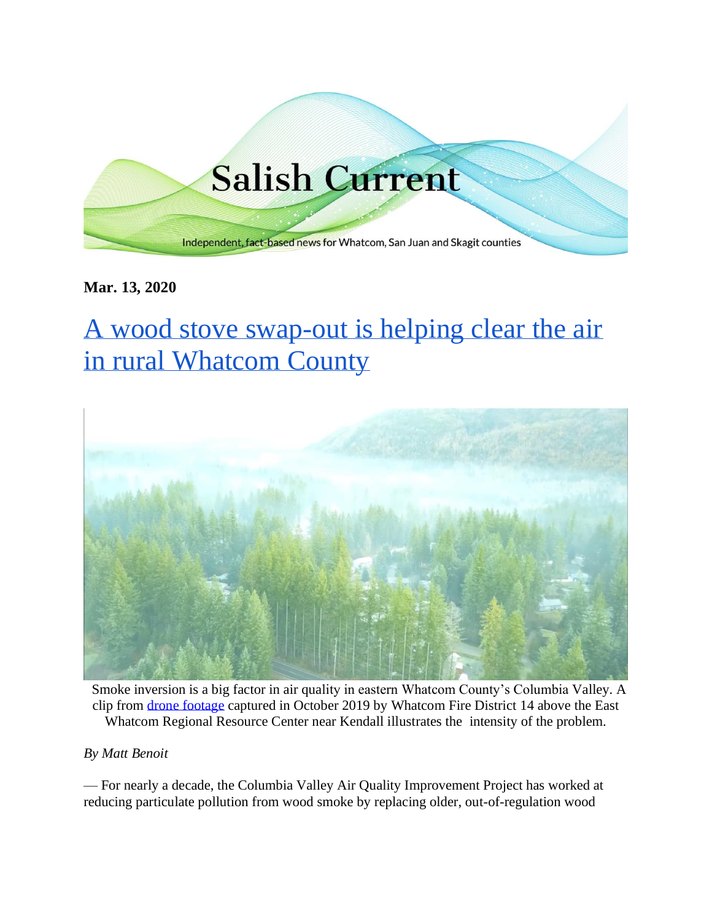Salish Current

Independent, fact-based news for Whatcom, San Juan and Skagit counties

**Mar. 13, 2020**

# A wood stove swap-out is helping clear the air in rural Whatcom County

Smoke inversion is a big factor in air quality in eastern Whatcom County's Columbia Valley. A clip from drone footage captured in October 2019 by Whatcom Fire District 14 above the East Whatcom Regional Resource Center near Kendall illustrates the intensity of the problem.

*By Matt Benoit*

— For nearly a decade, the Columbia Valley Air Quality Improvement Project has worked at reducing particulate pollution from wood smoke by replacing older, out-of-regulation wood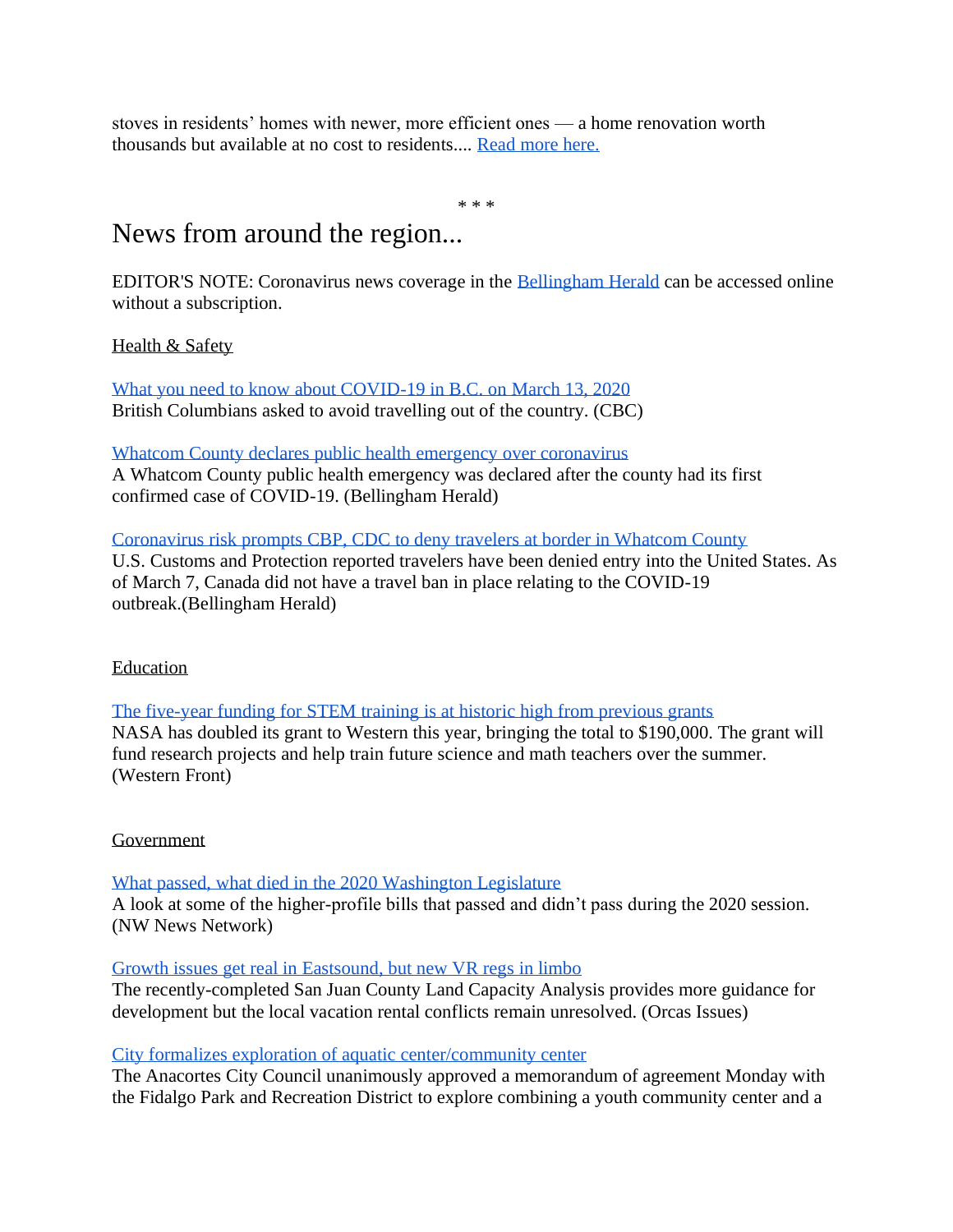stoves in residents' homes with newer, more efficient ones — a home renovation worth thousands but available at no cost to residents.... Read more here.

* * *

# News from around the region...

EDITOR'S NOTE: Coronavirus news coverage in the Bellingham Herald can be accessed online without a subscription.

Health & Safety

What you need to know about COVID-19 in B.C. on March 13, 2020
British Columbians asked to avoid travelling out of the country. (CBC)

Whatcom County declares public health emergency over coronavirus
A Whatcom County public health emergency was declared after the county had its first confirmed case of COVID-19. (Bellingham Herald)

Coronavirus risk prompts CBP, CDC to deny travelers at border in Whatcom County
U.S. Customs and Protection reported travelers have been denied entry into the United States. As of March 7, Canada did not have a travel ban in place relating to the COVID-19 outbreak.(Bellingham Herald)

Education

The five-year funding for STEM training is at historic high from previous grants
NASA has doubled its grant to Western this year, bringing the total to $190,000. The grant will fund research projects and help train future science and math teachers over the summer. (Western Front)

Government

What passed, what died in the 2020 Washington Legislature
A look at some of the higher-profile bills that passed and didn't pass during the 2020 session. (NW News Network)

Growth issues get real in Eastsound, but new VR regs in limbo
The recently-completed San Juan County Land Capacity Analysis provides more guidance for development but the local vacation rental conflicts remain unresolved. (Orcas Issues)

City formalizes exploration of aquatic center/community center
The Anacortes City Council unanimously approved a memorandum of agreement Monday with the Fidalgo Park and Recreation District to explore combining a youth community center and a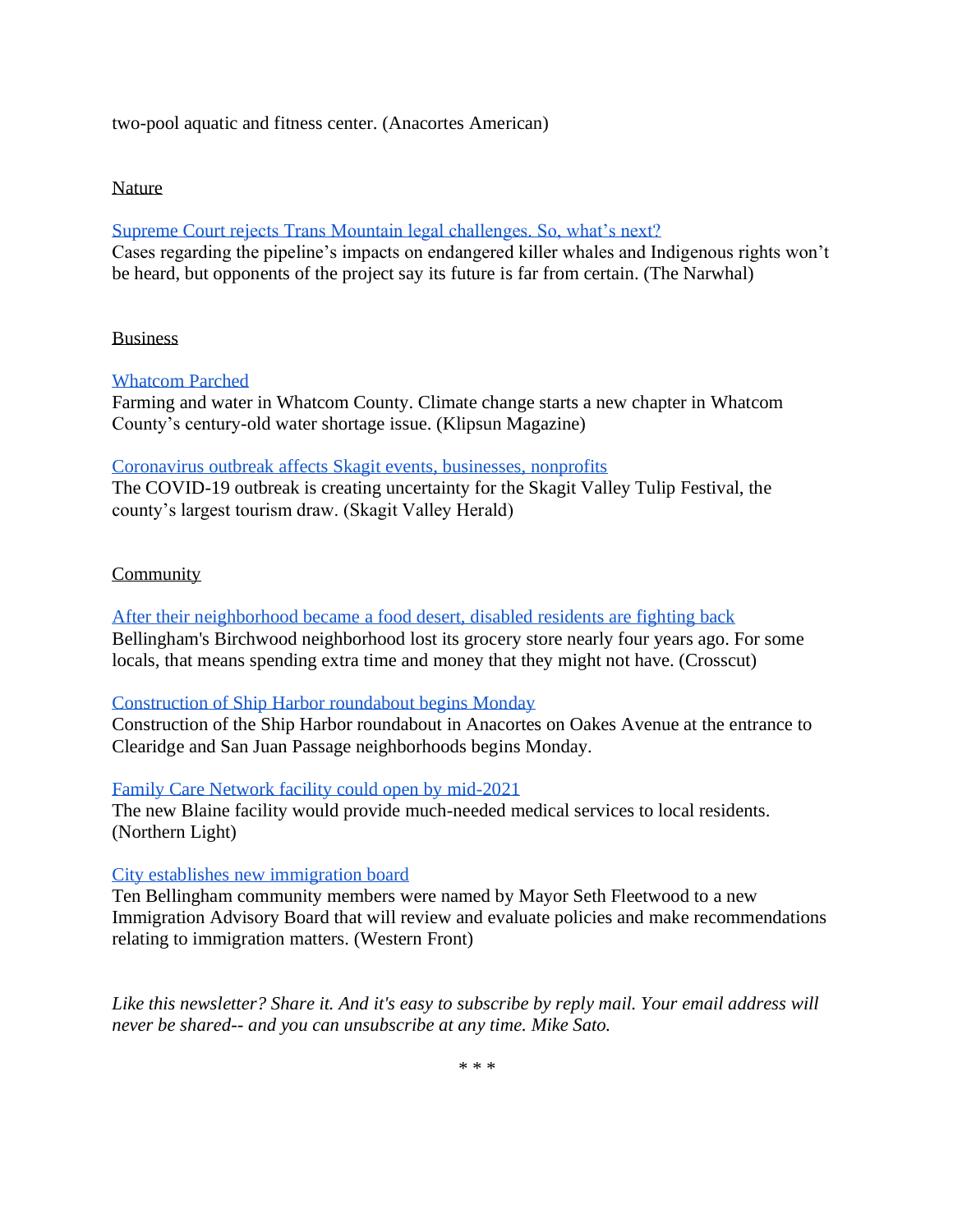two-pool aquatic and fitness center. (Anacortes American)

Nature

Supreme Court rejects Trans Mountain legal challenges. So, what's next?
Cases regarding the pipeline's impacts on endangered killer whales and Indigenous rights won't be heard, but opponents of the project say its future is far from certain. (The Narwhal)

Business

Whatcom Parched
Farming and water in Whatcom County. Climate change starts a new chapter in Whatcom County's century-old water shortage issue. (Klipsun Magazine)

Coronavirus outbreak affects Skagit events, businesses, nonprofits
The COVID-19 outbreak is creating uncertainty for the Skagit Valley Tulip Festival, the county's largest tourism draw. (Skagit Valley Herald)

Community

After their neighborhood became a food desert, disabled residents are fighting back
Bellingham's Birchwood neighborhood lost its grocery store nearly four years ago. For some locals, that means spending extra time and money that they might not have. (Crosscut)

Construction of Ship Harbor roundabout begins Monday
Construction of the Ship Harbor roundabout in Anacortes on Oakes Avenue at the entrance to Clearidge and San Juan Passage neighborhoods begins Monday.

Family Care Network facility could open by mid-2021
The new Blaine facility would provide much-needed medical services to local residents. (Northern Light)

City establishes new immigration board
Ten Bellingham community members were named by Mayor Seth Fleetwood to a new Immigration Advisory Board that will review and evaluate policies and make recommendations relating to immigration matters. (Western Front)

*Like this newsletter? Share it. And it's easy to subscribe by reply mail. Your email address will never be shared-- and you can unsubscribe at any time. Mike Sato.*

* * *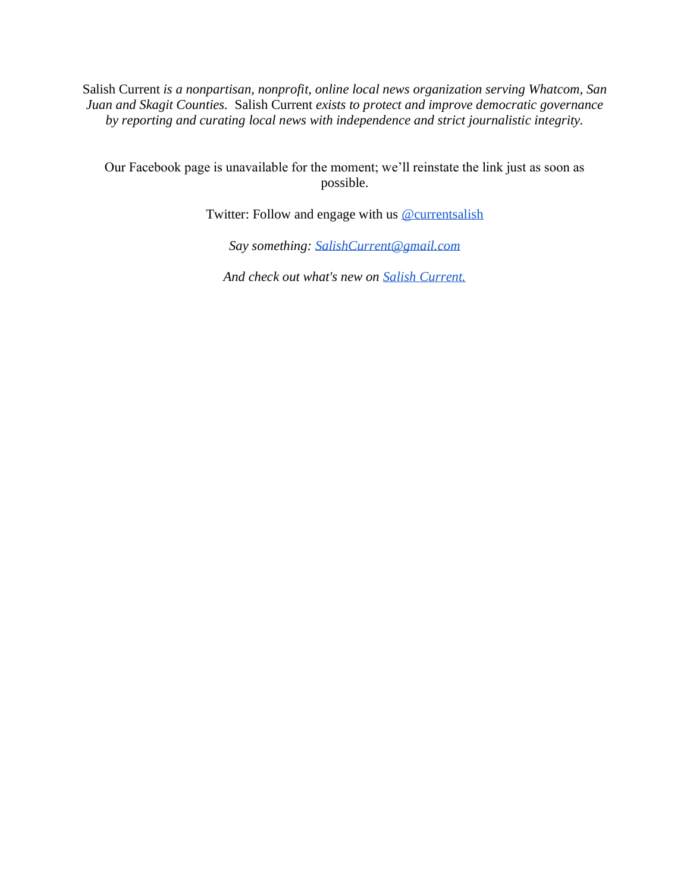Salish Current *is a nonpartisan, nonprofit, online local news organization serving Whatcom, San Juan and Skagit Counties.* Salish Current *exists to protect and improve democratic governance by reporting and curating local news with independence and strict journalistic integrity.*

Our Facebook page is unavailable for the moment; we'll reinstate the link just as soon as possible.

Twitter: Follow and engage with us @currentsalish

*Say something: SalishCurrent@gmail.com*

*And check out what's new on Salish Current.*